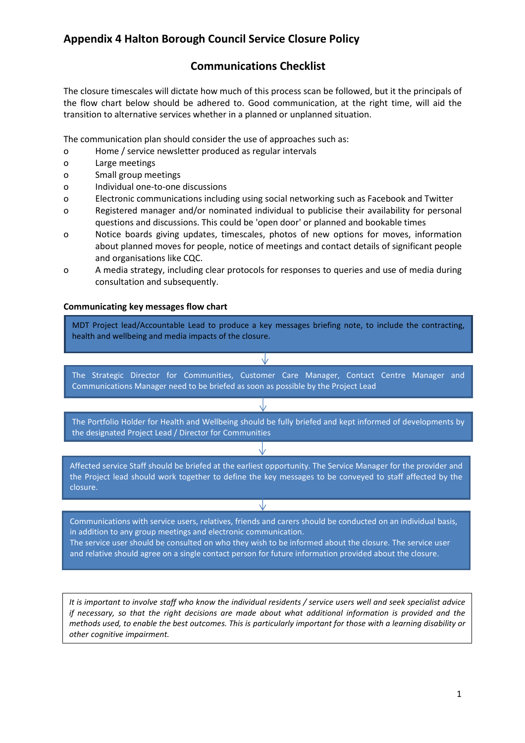# Appendix 4 Halton Borough Council Service Closure Policy

## Communications Checklist

The closure timescales will dictate how much of this process scan be followed, but it the principals of the flow chart below should be adhered to. Good communication, at the right time, will aid the transition to alternative services whether in a planned or unplanned situation.

The communication plan should consider the use of approaches such as:

- Home / service newsletter produced as regular intervals
- Large meetings
- Small group meetings
- Individual one-to-one discussions
- Electronic communications including using social networking such as Facebook and Twitter
- Registered manager and/or nominated individual to publicise their availability for personal questions and discussions. This could be 'open door' or planned and bookable times
- Notice boards giving updates, timescales, photos of new options for moves, information about planned moves for people, notice of meetings and contact details of significant people and organisations like CQC.
- A media strategy, including clear protocols for responses to queries and use of media during consultation and subsequently.

**Communicating key messages flow chart**

MDT Project lead/Accountable Lead to produce a key messages briefing note, to include the contracting, health and wellbeing and media impacts of the closure.

↓

The Strategic Director for Communities, Customer Care Manager, Contact Centre Manager and Communications Manager need to be briefed as soon as possible by the Project Lead

↓

The Portfolio Holder for Health and Wellbeing should be fully briefed and kept informed of developments by the designated Project Lead / Director for Communities

↓

Affected service Staff should be briefed at the earliest opportunity. The Service Manager for the provider and the Project lead should work together to define the key messages to be conveyed to staff affected by the closure.

↓

Communications with service users, relatives, friends and carers should be conducted on an individual basis, in addition to any group meetings and electronic communication.
The service user should be consulted on who they wish to be informed about the closure. The service user and relative should agree on a single contact person for future information provided about the closure.

*It is important to involve staff who know the individual residents / service users well and seek specialist advice if necessary, so that the right decisions are made about what additional information is provided and the methods used, to enable the best outcomes. This is particularly important for those with a learning disability or other cognitive impairment.*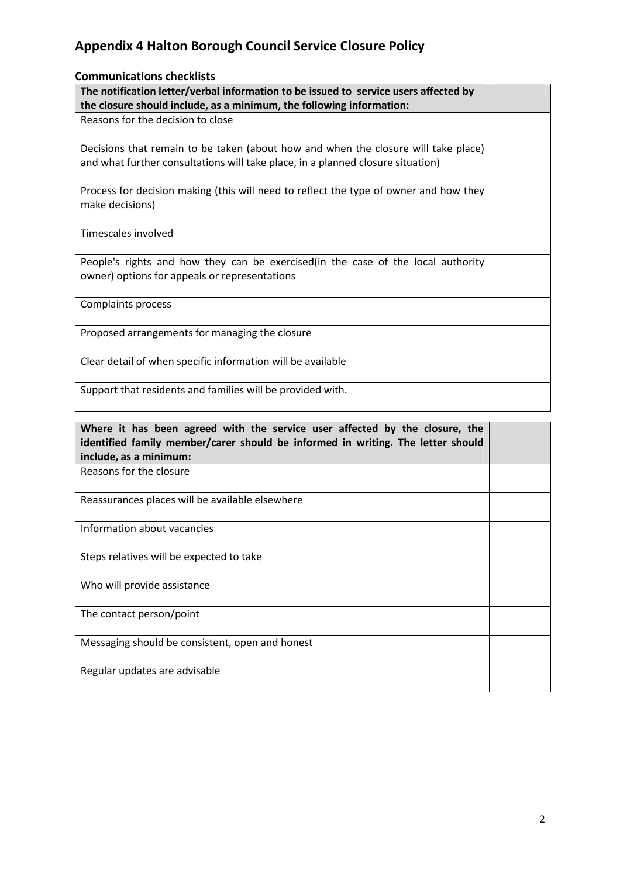# Appendix 4 Halton Borough Council Service Closure Policy

### Communications checklists

| **The notification letter/verbal information to be issued to service users affected by the closure should include, as a minimum, the following information:** | |
|---|---|
| Reasons for the decision to close | |
| Decisions that remain to be taken (about how and when the closure will take place) and what further consultations will take place, in a planned closure situation) | |
| Process for decision making (this will need to reflect the type of owner and how they make decisions) | |
| Timescales involved | |
| People's rights and how they can be exercised(in the case of the local authority owner) options for appeals or representations | |
| Complaints process | |
| Proposed arrangements for managing the closure | |
| Clear detail of when specific information will be available | |
| Support that residents and families will be provided with. | |

| **Where it has been agreed with the service user affected by the closure, the identified family member/carer should be informed in writing. The letter should include, as a minimum:** | |
|---|---|
| Reasons for the closure | |
| Reassurances places will be available elsewhere | |
| Information about vacancies | |
| Steps relatives will be expected to take | |
| Who will provide assistance | |
| The contact person/point | |
| Messaging should be consistent, open and honest | |
| Regular updates are advisable | |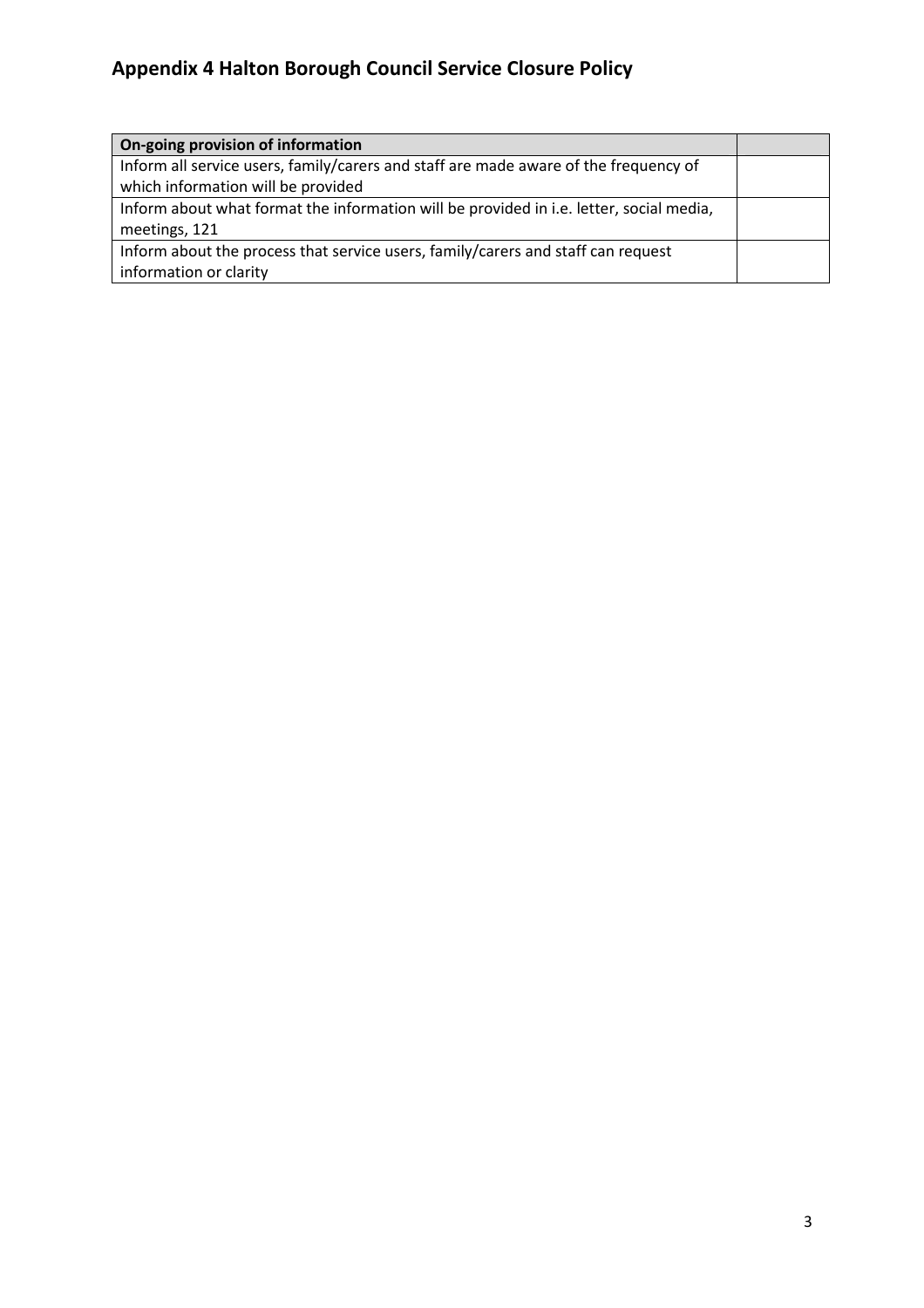# Appendix 4 Halton Borough Council Service Closure Policy

| **On-going provision of information** | |
|---|---|
| Inform all service users, family/carers and staff are made aware of the frequency of which information will be provided | |
| Inform about what format the information will be provided in i.e. letter, social media, meetings, 121 | |
| Inform about the process that service users, family/carers and staff can request information or clarity | |